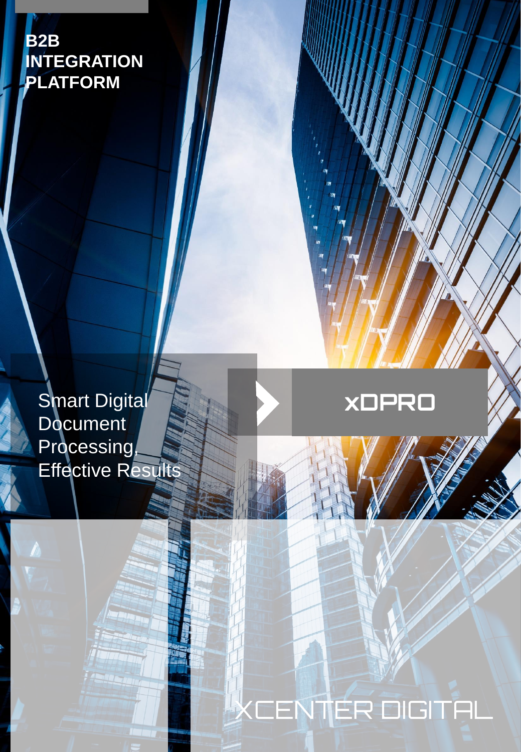**B2B INTEGRATION PLATFORM**

Smart Digital Document Processing, Effective Results

# xDPRO

XCENTER DIGITAL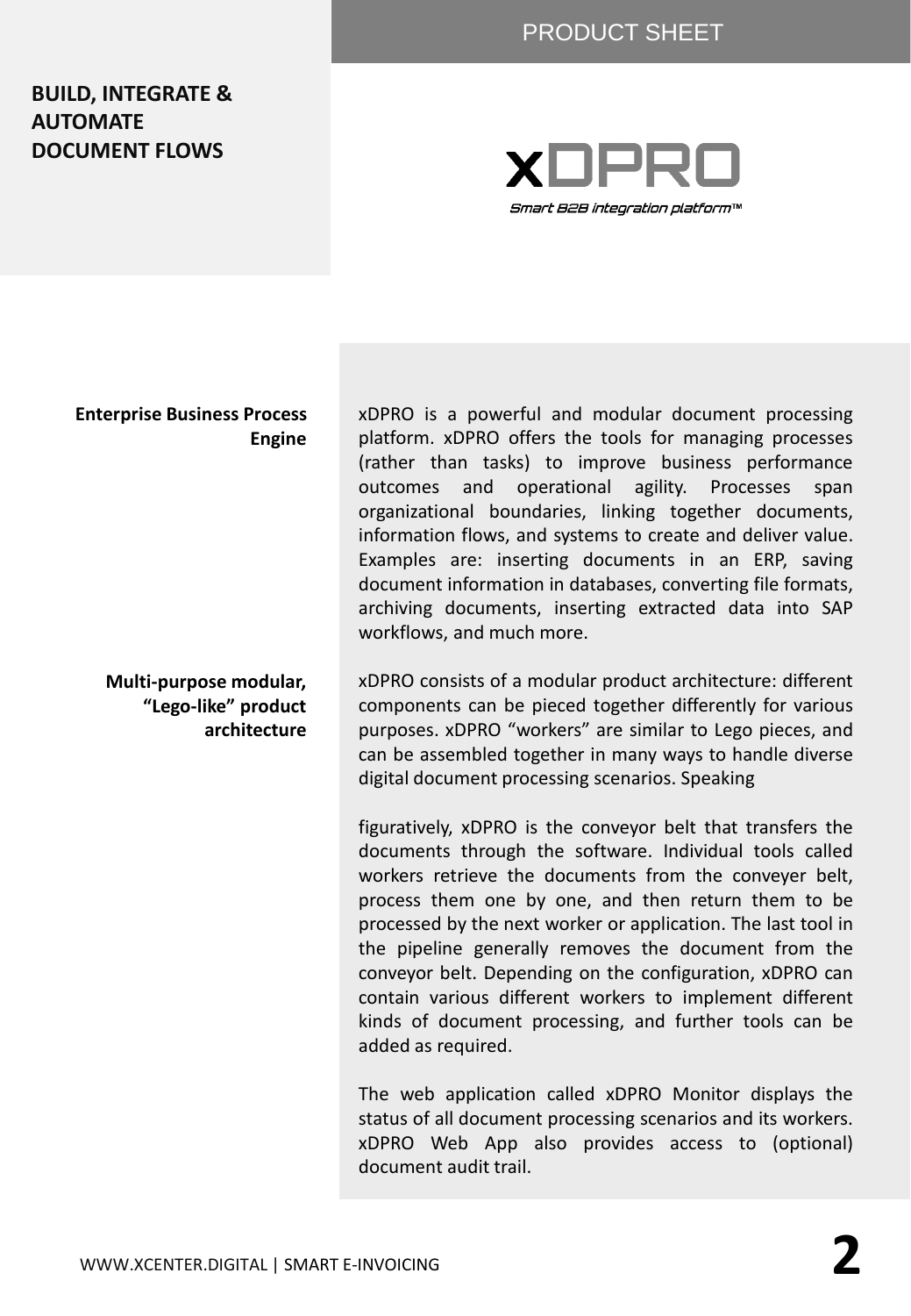PRODUCT SHEET

# BUILD, INTEGRATE & AUTOMATE DOCUMENT FLOWS

**xDPRO**

*Smart B2B integration platform™*

**Enterprise Business Process Engine**

xDPRO is a powerful and modular document processing platform. xDPRO offers the tools for managing processes (rather than tasks) to improve business performance outcomes and operational agility. Processes span organizational boundaries, linking together documents, information flows, and systems to create and deliver value. Examples are: inserting documents in an ERP, saving document information in databases, converting file formats, archiving documents, inserting extracted data into SAP workflows, and much more.

**Multi-purpose modular, "Lego-like" product architecture**

xDPRO consists of a modular product architecture: different components can be pieced together differently for various purposes. xDPRO "workers" are similar to Lego pieces, and can be assembled together in many ways to handle diverse digital document processing scenarios. Speaking

figuratively, xDPRO is the conveyor belt that transfers the documents through the software. Individual tools called workers retrieve the documents from the conveyer belt, process them one by one, and then return them to be processed by the next worker or application. The last tool in the pipeline generally removes the document from the conveyor belt. Depending on the configuration, xDPRO can contain various different workers to implement different kinds of document processing, and further tools can be added as required.

The web application called xDPRO Monitor displays the status of all document processing scenarios and its workers. xDPRO Web App also provides access to (optional) document audit trail.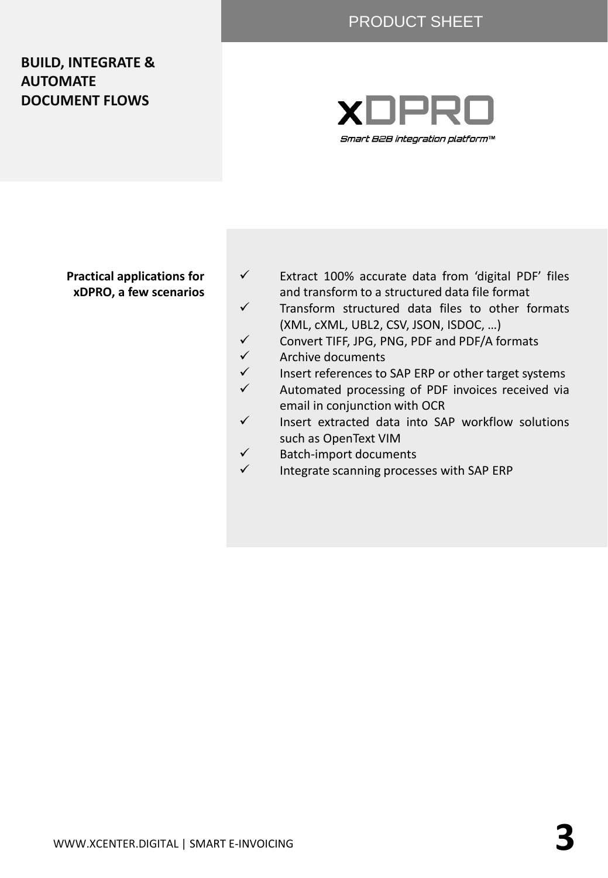PRODUCT SHEET

**BUILD, INTEGRATE & AUTOMATE DOCUMENT FLOWS**

xDPRO

*Smart B2B integration platform™*

**Practical applications for xDPRO, a few scenarios**

- ✓ Extract 100% accurate data from 'digital PDF' files and transform to a structured data file format
- ✓ Transform structured data files to other formats (XML, cXML, UBL2, CSV, JSON, ISDOC, …)
- ✓ Convert TIFF, JPG, PNG, PDF and PDF/A formats
- ✓ Archive documents
- ✓ Insert references to SAP ERP or other target systems
- ✓ Automated processing of PDF invoices received via email in conjunction with OCR
- ✓ Insert extracted data into SAP workflow solutions such as OpenText VIM
- ✓ Batch-import documents
- ✓ Integrate scanning processes with SAP ERP

WWW.XCENTER.DIGITAL | SMART E-INVOICING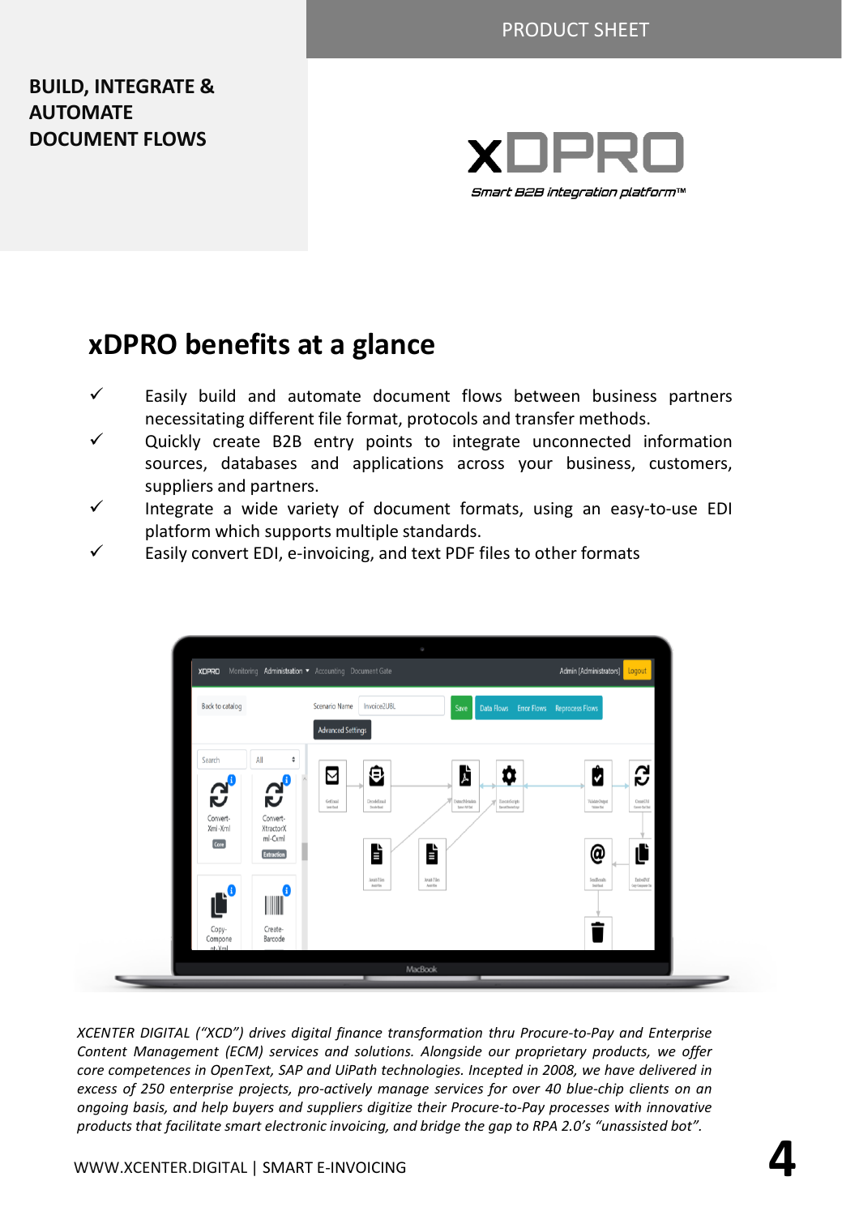PRODUCT SHEET

**BUILD, INTEGRATE & AUTOMATE DOCUMENT FLOWS**

xDPRO

*Smart B2B integration platform™*

## xDPRO benefits at a glance

- ✓ Easily build and automate document flows between business partners necessitating different file format, protocols and transfer methods.
- ✓ Quickly create B2B entry points to integrate unconnected information sources, databases and applications across your business, customers, suppliers and partners.
- ✓ Integrate a wide variety of document formats, using an easy-to-use EDI platform which supports multiple standards.
- ✓ Easily convert EDI, e-invoicing, and text PDF files to other formats

*XCENTER DIGITAL ("XCD") drives digital finance transformation thru Procure-to-Pay and Enterprise Content Management (ECM) services and solutions. Alongside our proprietary products, we offer core competences in OpenText, SAP and UiPath technologies. Incepted in 2008, we have delivered in excess of 250 enterprise projects, pro-actively manage services for over 40 blue-chip clients on an ongoing basis, and help buyers and suppliers digitize their Procure-to-Pay processes with innovative products that facilitate smart electronic invoicing, and bridge the gap to RPA 2.0's "unassisted bot".*

WWW.XCENTER.DIGITAL | SMART E-INVOICING